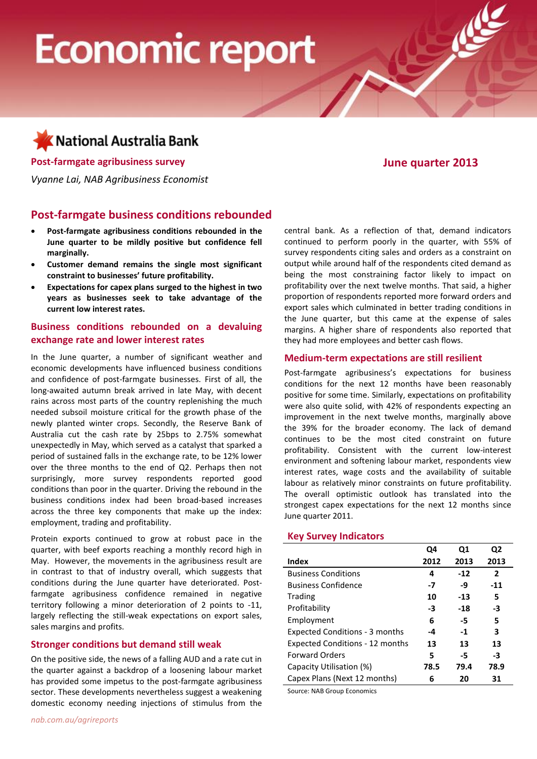# Economic report

National Australia Bank

**Post-farmgate agribusiness survey**

**June quarter 2013**

*Vyanne Lai, NAB Agribusiness Economist*

## Post-farmgate business conditions rebounded

- **Post-farmgate agribusiness conditions rebounded in the June quarter to be mildly positive but confidence fell marginally.**
- **Customer demand remains the single most significant constraint to businesses' future profitability.**
- **Expectations for capex plans surged to the highest in two years as businesses seek to take advantage of the current low interest rates.**

### Business conditions rebounded on a devaluing exchange rate and lower interest rates

In the June quarter, a number of significant weather and economic developments have influenced business conditions and confidence of post-farmgate businesses. First of all, the long-awaited autumn break arrived in late May, with decent rains across most parts of the country replenishing the much needed subsoil moisture critical for the growth phase of the newly planted winter crops. Secondly, the Reserve Bank of Australia cut the cash rate by 25bps to 2.75% somewhat unexpectedly in May, which served as a catalyst that sparked a period of sustained falls in the exchange rate, to be 12% lower over the three months to the end of Q2. Perhaps then not surprisingly, more survey respondents reported good conditions than poor in the quarter. Driving the rebound in the business conditions index had been broad-based increases across the three key components that make up the index: employment, trading and profitability.

Protein exports continued to grow at robust pace in the quarter, with beef exports reaching a monthly record high in May. However, the movements in the agribusiness result are in contrast to that of industry overall, which suggests that conditions during the June quarter have deteriorated. Post-farmgate agribusiness confidence remained in negative territory following a minor deterioration of 2 points to -11, largely reflecting the still-weak expectations on export sales, sales margins and profits.

### Stronger conditions but demand still weak

On the positive side, the news of a falling AUD and a rate cut in the quarter against a backdrop of a loosening labour market has provided some impetus to the post-farmgate agribusiness sector. These developments nevertheless suggest a weakening domestic economy needing injections of stimulus from the central bank. As a reflection of that, demand indicators continued to perform poorly in the quarter, with 55% of survey respondents citing sales and orders as a constraint on output while around half of the respondents cited demand as being the most constraining factor likely to impact on profitability over the next twelve months. That said, a higher proportion of respondents reported more forward orders and export sales which culminated in better trading conditions in the June quarter, but this came at the expense of sales margins. A higher share of respondents also reported that they had more employees and better cash flows.

### Medium-term expectations are still resilient

Post-farmgate agribusiness's expectations for business conditions for the next 12 months have been reasonably positive for some time. Similarly, expectations on profitability were also quite solid, with 42% of respondents expecting an improvement in the next twelve months, marginally above the 39% for the broader economy. The lack of demand continues to be the most cited constraint on future profitability. Consistent with the current low-interest environment and softening labour market, respondents view interest rates, wage costs and the availability of suitable labour as relatively minor constraints on future profitability. The overall optimistic outlook has translated into the strongest capex expectations for the next 12 months since June quarter 2011.

### Key Survey Indicators

| Index | Q4 2012 | Q1 2013 | Q2 2013 |
|---|---|---|---|
| Business Conditions | 4 | -12 | 2 |
| Business Confidence | -7 | -9 | -11 |
| Trading | 10 | -13 | 5 |
| Profitability | -3 | -18 | -3 |
| Employment | 6 | -5 | 5 |
| Expected Conditions - 3 months | -4 | -1 | 3 |
| Expected Conditions - 12 months | 13 | 13 | 13 |
| Forward Orders | 5 | -5 | -3 |
| Capacity Utilisation (%) | 78.5 | 79.4 | 78.9 |
| Capex Plans (Next 12 months) | 6 | 20 | 31 |

Source: NAB Group Economics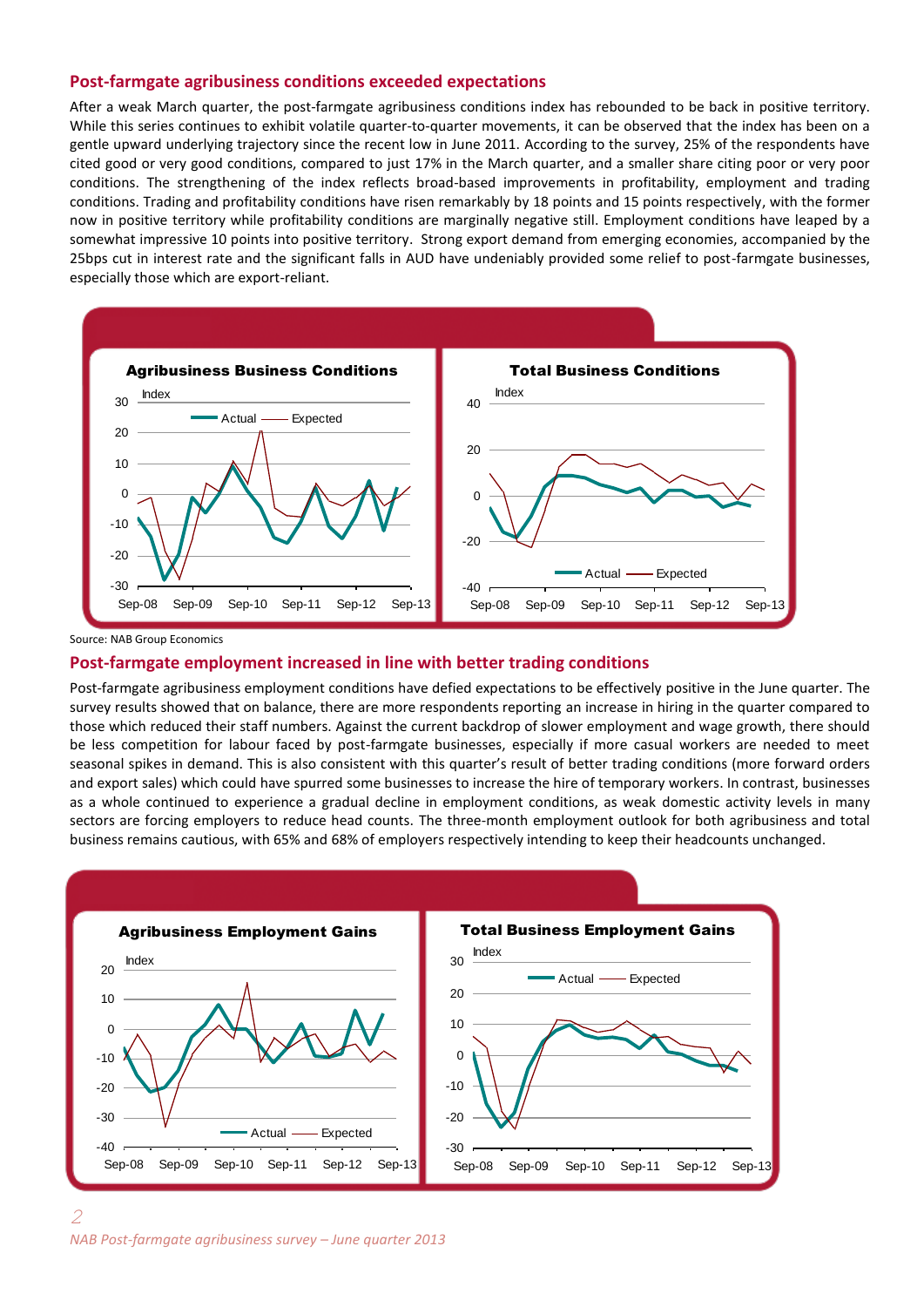## Post-farmgate agribusiness conditions exceeded expectations

After a weak March quarter, the post-farmgate agribusiness conditions index has rebounded to be back in positive territory. While this series continues to exhibit volatile quarter-to-quarter movements, it can be observed that the index has been on a gentle upward underlying trajectory since the recent low in June 2011. According to the survey, 25% of the respondents have cited good or very good conditions, compared to just 17% in the March quarter, and a smaller share citing poor or very poor conditions. The strengthening of the index reflects broad-based improvements in profitability, employment and trading conditions. Trading and profitability conditions have risen remarkably by 18 points and 15 points respectively, with the former now in positive territory while profitability conditions are marginally negative still. Employment conditions have leaped by a somewhat impressive 10 points into positive territory. Strong export demand from emerging economies, accompanied by the 25bps cut in interest rate and the significant falls in AUD have undeniably provided some relief to post-farmgate businesses, especially those which are export-reliant.

Source: NAB Group Economics

## Post-farmgate employment increased in line with better trading conditions

Post-farmgate agribusiness employment conditions have defied expectations to be effectively positive in the June quarter. The survey results showed that on balance, there are more respondents reporting an increase in hiring in the quarter compared to those which reduced their staff numbers. Against the current backdrop of slower employment and wage growth, there should be less competition for labour faced by post-farmgate businesses, especially if more casual workers are needed to meet seasonal spikes in demand. This is also consistent with this quarter's result of better trading conditions (more forward orders and export sales) which could have spurred some businesses to increase the hire of temporary workers. In contrast, businesses as a whole continued to experience a gradual decline in employment conditions, as weak domestic activity levels in many sectors are forcing employers to reduce head counts. The three-month employment outlook for both agribusiness and total business remains cautious, with 65% and 68% of employers respectively intending to keep their headcounts unchanged.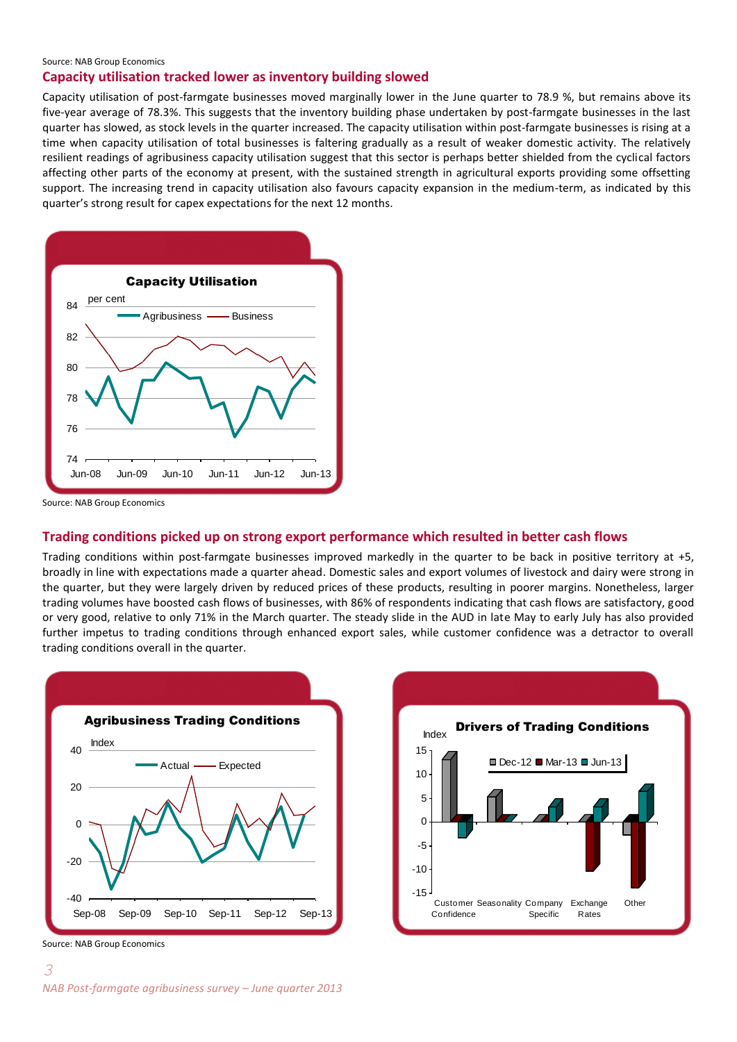Source: NAB Group Economics

## Capacity utilisation tracked lower as inventory building slowed

Capacity utilisation of post-farmgate businesses moved marginally lower in the June quarter to 78.9 %, but remains above its five-year average of 78.3%. This suggests that the inventory building phase undertaken by post-farmgate businesses in the last quarter has slowed, as stock levels in the quarter increased. The capacity utilisation within post-farmgate businesses is rising at a time when capacity utilisation of total businesses is faltering gradually as a result of weaker domestic activity. The relatively resilient readings of agribusiness capacity utilisation suggest that this sector is perhaps better shielded from the cyclical factors affecting other parts of the economy at present, with the sustained strength in agricultural exports providing some offsetting support. The increasing trend in capacity utilisation also favours capacity expansion in the medium-term, as indicated by this quarter's strong result for capex expectations for the next 12 months.

**Capacity Utilisation**

Source: NAB Group Economics

## Trading conditions picked up on strong export performance which resulted in better cash flows

Trading conditions within post-farmgate businesses improved markedly in the quarter to be back in positive territory at +5, broadly in line with expectations made a quarter ahead. Domestic sales and export volumes of livestock and dairy were strong in the quarter, but they were largely driven by reduced prices of these products, resulting in poorer margins. Nonetheless, larger trading volumes have boosted cash flows of businesses, with 86% of respondents indicating that cash flows are satisfactory, good or very good, relative to only 71% in the March quarter. The steady slide in the AUD in late May to early July has also provided further impetus to trading conditions through enhanced export sales, while customer confidence was a detractor to overall trading conditions overall in the quarter.

**Agribusiness Trading Conditions**

**Drivers of Trading Conditions**

Source: NAB Group Economics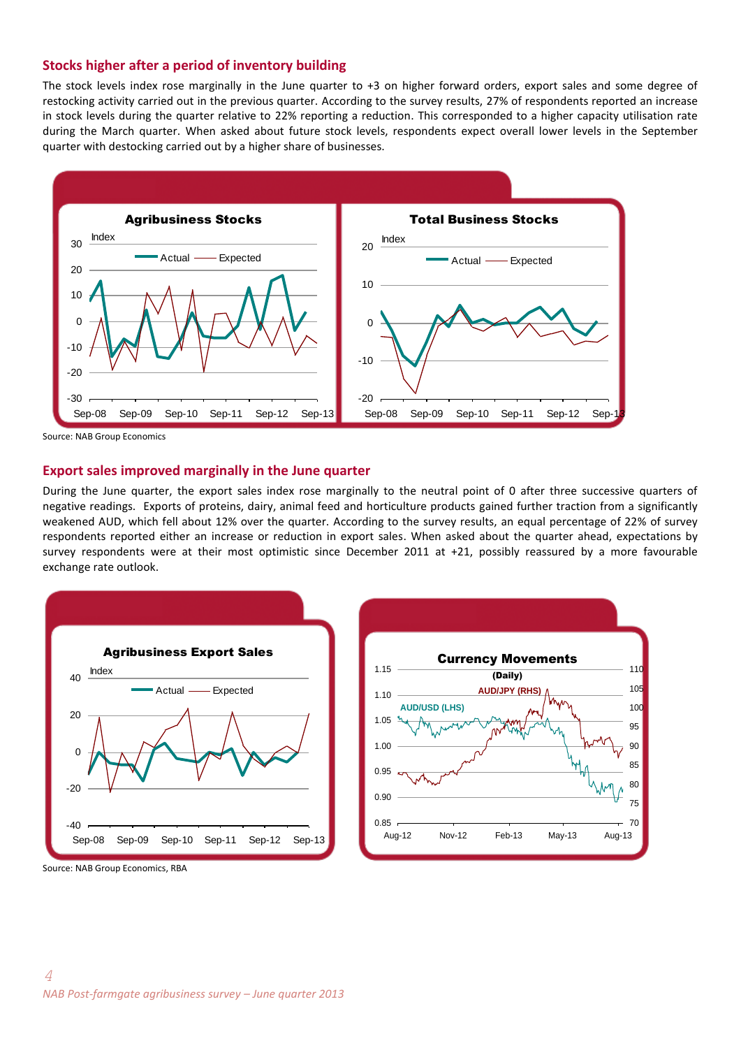## Stocks higher after a period of inventory building

The stock levels index rose marginally in the June quarter to +3 on higher forward orders, export sales and some degree of restocking activity carried out in the previous quarter. According to the survey results, 27% of respondents reported an increase in stock levels during the quarter relative to 22% reporting a reduction. This corresponded to a higher capacity utilisation rate during the March quarter. When asked about future stock levels, respondents expect overall lower levels in the September quarter with destocking carried out by a higher share of businesses.

Source: NAB Group Economics

## Export sales improved marginally in the June quarter

During the June quarter, the export sales index rose marginally to the neutral point of 0 after three successive quarters of negative readings. Exports of proteins, dairy, animal feed and horticulture products gained further traction from a significantly weakened AUD, which fell about 12% over the quarter. According to the survey results, an equal percentage of 22% of survey respondents reported either an increase or reduction in export sales. When asked about the quarter ahead, expectations by survey respondents were at their most optimistic since December 2011 at +21, possibly reassured by a more favourable exchange rate outlook.

Source: NAB Group Economics, RBA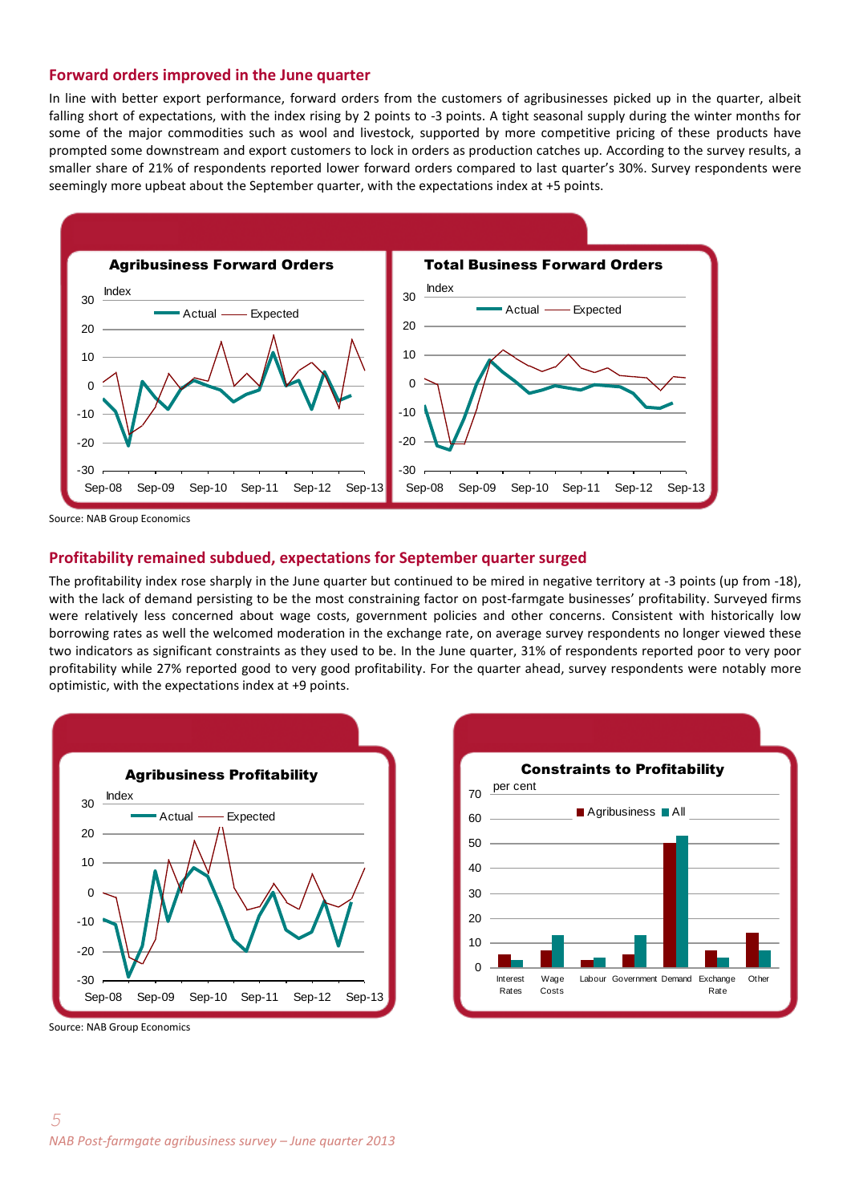## Forward orders improved in the June quarter

In line with better export performance, forward orders from the customers of agribusinesses picked up in the quarter, albeit falling short of expectations, with the index rising by 2 points to -3 points. A tight seasonal supply during the winter months for some of the major commodities such as wool and livestock, supported by more competitive pricing of these products have prompted some downstream and export customers to lock in orders as production catches up. According to the survey results, a smaller share of 21% of respondents reported lower forward orders compared to last quarter's 30%. Survey respondents were seemingly more upbeat about the September quarter, with the expectations index at +5 points.

**Agribusiness Forward Orders**

**Total Business Forward Orders**

Source: NAB Group Economics

## Profitability remained subdued, expectations for September quarter surged

The profitability index rose sharply in the June quarter but continued to be mired in negative territory at -3 points (up from -18), with the lack of demand persisting to be the most constraining factor on post-farmgate businesses' profitability. Surveyed firms were relatively less concerned about wage costs, government policies and other concerns. Consistent with historically low borrowing rates as well the welcomed moderation in the exchange rate, on average survey respondents no longer viewed these two indicators as significant constraints as they used to be. In the June quarter, 31% of respondents reported poor to very poor profitability while 27% reported good to very good profitability. For the quarter ahead, survey respondents were notably more optimistic, with the expectations index at +9 points.

**Agribusiness Profitability**

**Constraints to Profitability**

Source: NAB Group Economics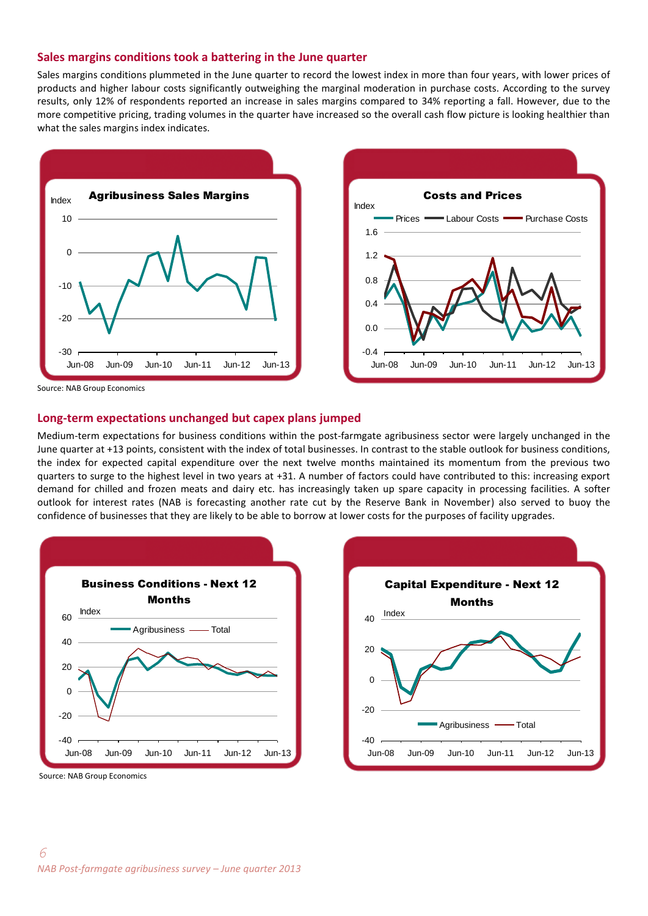## Sales margins conditions took a battering in the June quarter

Sales margins conditions plummeted in the June quarter to record the lowest index in more than four years, with lower prices of products and higher labour costs significantly outweighing the marginal moderation in purchase costs. According to the survey results, only 12% of respondents reported an increase in sales margins compared to 34% reporting a fall. However, due to the more competitive pricing, trading volumes in the quarter have increased so the overall cash flow picture is looking healthier than what the sales margins index indicates.

**Agribusiness Sales Margins**

**Costs and Prices**

Source: NAB Group Economics

## Long-term expectations unchanged but capex plans jumped

Medium-term expectations for business conditions within the post-farmgate agribusiness sector were largely unchanged in the June quarter at +13 points, consistent with the index of total businesses. In contrast to the stable outlook for business conditions, the index for expected capital expenditure over the next twelve months maintained its momentum from the previous two quarters to surge to the highest level in two years at +31. A number of factors could have contributed to this: increasing export demand for chilled and frozen meats and dairy etc. has increasingly taken up spare capacity in processing facilities. A softer outlook for interest rates (NAB is forecasting another rate cut by the Reserve Bank in November) also served to buoy the confidence of businesses that they are likely to be able to borrow at lower costs for the purposes of facility upgrades.

**Business Conditions - Next 12 Months**

**Capital Expenditure - Next 12 Months**

Source: NAB Group Economics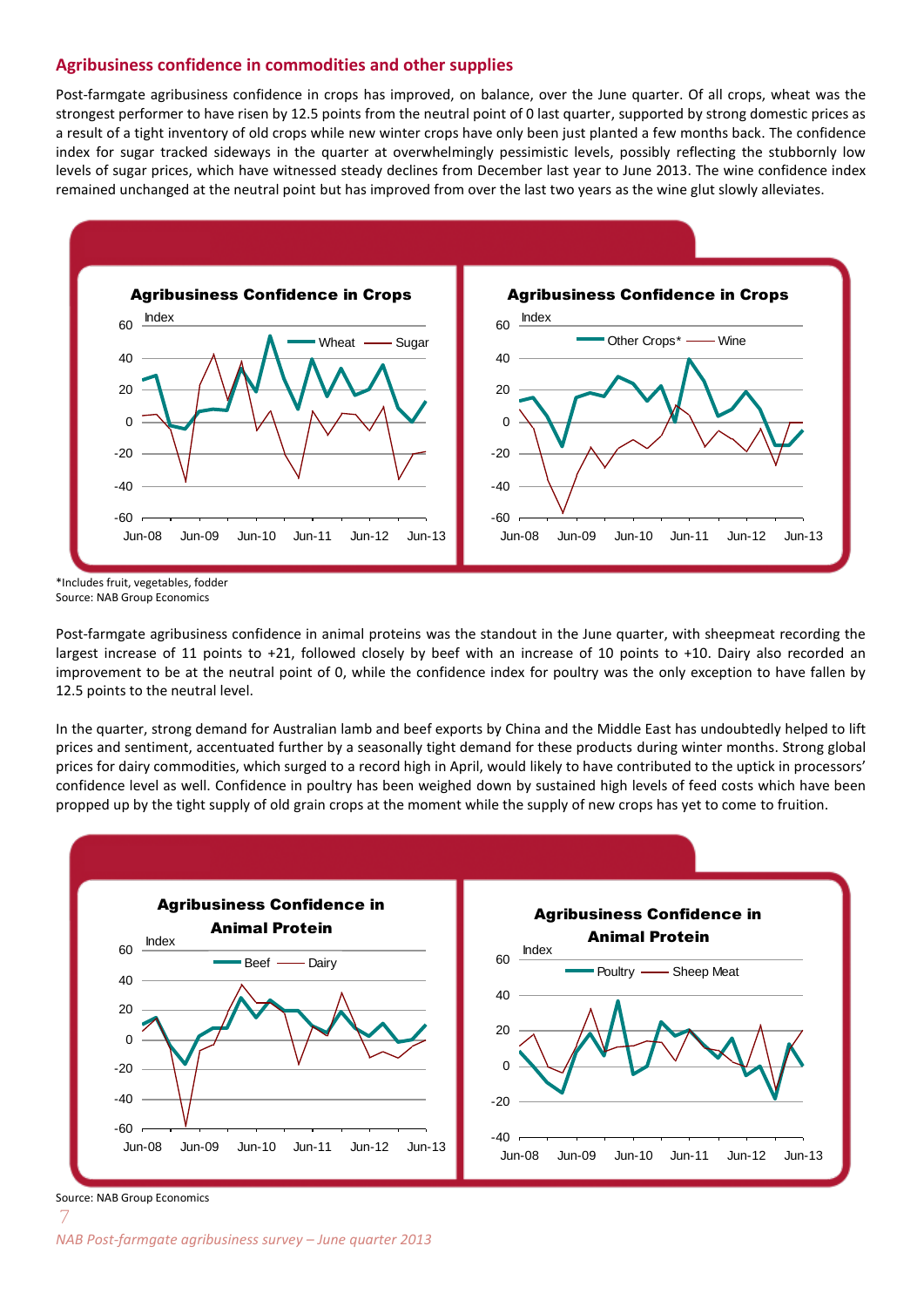## Agribusiness confidence in commodities and other supplies

Post-farmgate agribusiness confidence in crops has improved, on balance, over the June quarter. Of all crops, wheat was the strongest performer to have risen by 12.5 points from the neutral point of 0 last quarter, supported by strong domestic prices as a result of a tight inventory of old crops while new winter crops have only been just planted a few months back. The confidence index for sugar tracked sideways in the quarter at overwhelmingly pessimistic levels, possibly reflecting the stubbornly low levels of sugar prices, which have witnessed steady declines from December last year to June 2013. The wine confidence index remained unchanged at the neutral point but has improved from over the last two years as the wine glut slowly alleviates.

**Agribusiness Confidence in Crops** (Wheat, Sugar)

**Agribusiness Confidence in Crops** (Other Crops*, Wine)

*Includes fruit, vegetables, fodder
Source: NAB Group Economics

Post-farmgate agribusiness confidence in animal proteins was the standout in the June quarter, with sheepmeat recording the largest increase of 11 points to +21, followed closely by beef with an increase of 10 points to +10. Dairy also recorded an improvement to be at the neutral point of 0, while the confidence index for poultry was the only exception to have fallen by 12.5 points to the neutral level.

In the quarter, strong demand for Australian lamb and beef exports by China and the Middle East has undoubtedly helped to lift prices and sentiment, accentuated further by a seasonally tight demand for these products during winter months. Strong global prices for dairy commodities, which surged to a record high in April, would likely to have contributed to the uptick in processors' confidence level as well. Confidence in poultry has been weighed down by sustained high levels of feed costs which have been propped up by the tight supply of old grain crops at the moment while the supply of new crops has yet to come to fruition.

**Agribusiness Confidence in Animal Protein** (Beef, Dairy)

**Agribusiness Confidence in Animal Protein** (Poultry, Sheep Meat)

Source: NAB Group Economics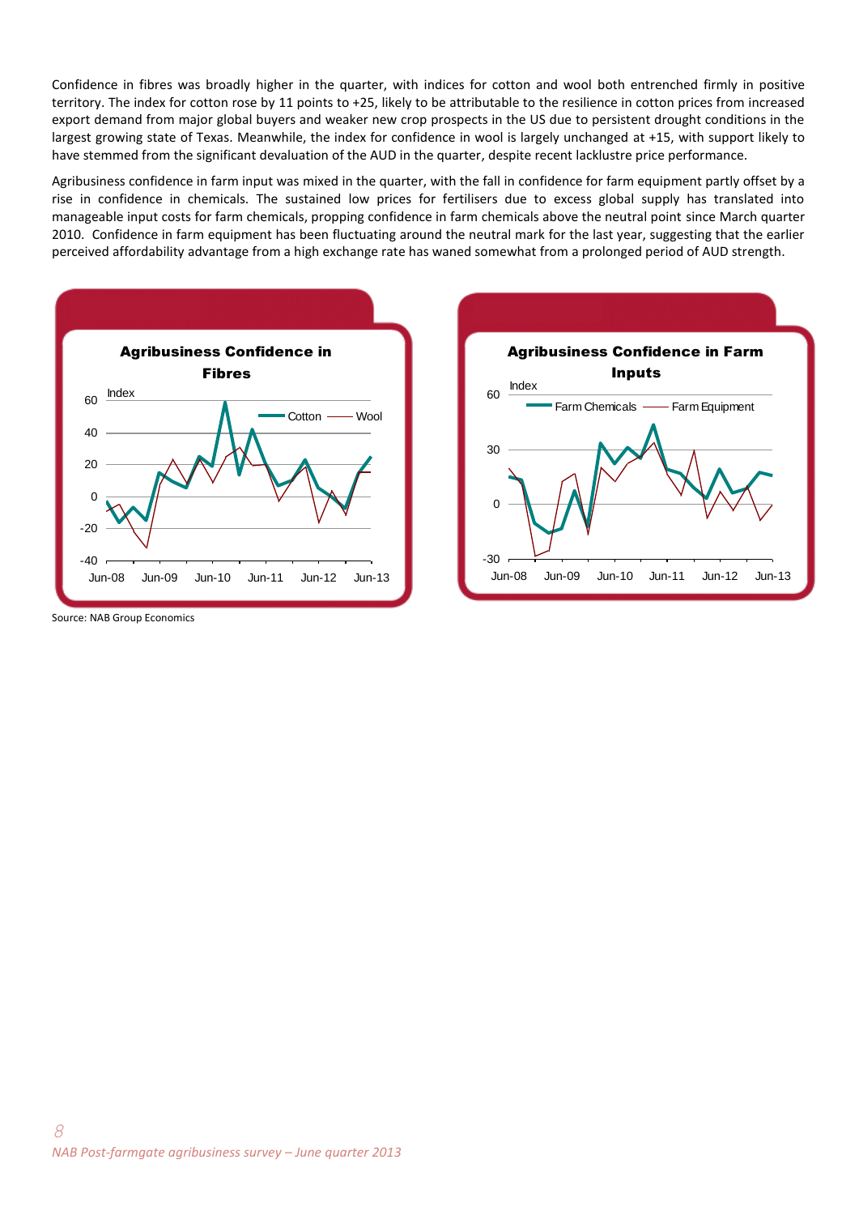Confidence in fibres was broadly higher in the quarter, with indices for cotton and wool both entrenched firmly in positive territory. The index for cotton rose by 11 points to +25, likely to be attributable to the resilience in cotton prices from increased export demand from major global buyers and weaker new crop prospects in the US due to persistent drought conditions in the largest growing state of Texas. Meanwhile, the index for confidence in wool is largely unchanged at +15, with support likely to have stemmed from the significant devaluation of the AUD in the quarter, despite recent lacklustre price performance.

Agribusiness confidence in farm input was mixed in the quarter, with the fall in confidence for farm equipment partly offset by a rise in confidence in chemicals. The sustained low prices for fertilisers due to excess global supply has translated into manageable input costs for farm chemicals, propping confidence in farm chemicals above the neutral point since March quarter 2010. Confidence in farm equipment has been fluctuating around the neutral mark for the last year, suggesting that the earlier perceived affordability advantage from a high exchange rate has waned somewhat from a prolonged period of AUD strength.

**Agribusiness Confidence in Fibres**

**Agribusiness Confidence in Farm Inputs**

Source: NAB Group Economics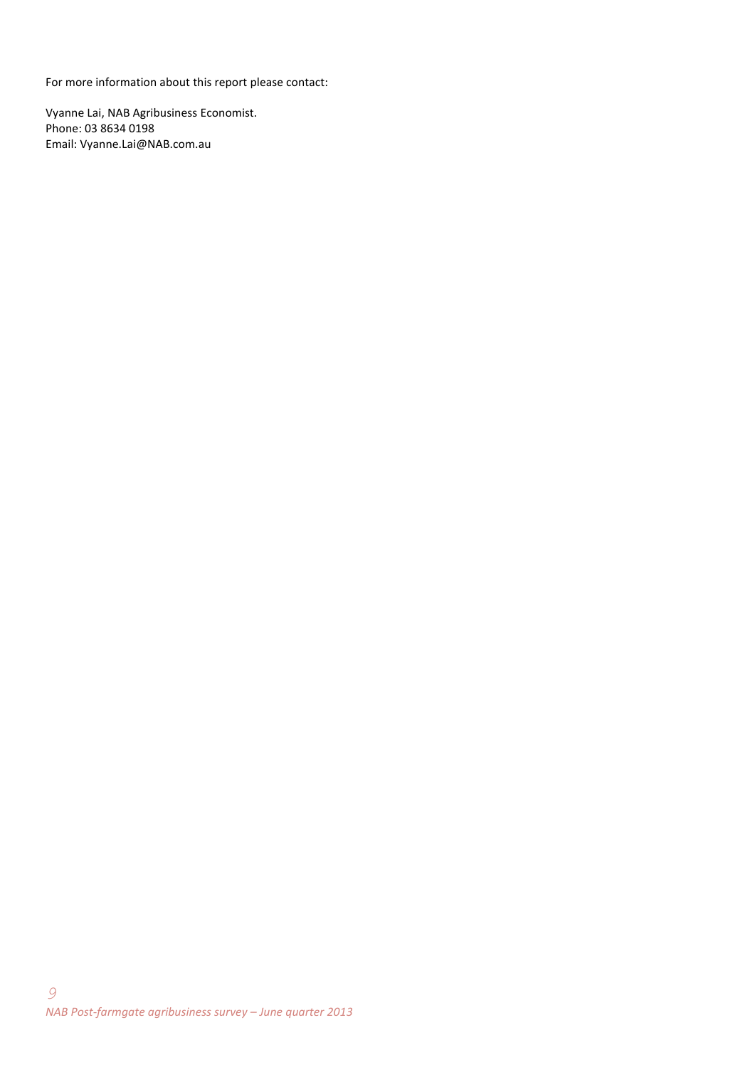For more information about this report please contact:

Vyanne Lai, NAB Agribusiness Economist.
Phone: 03 8634 0198
Email: Vyanne.Lai@NAB.com.au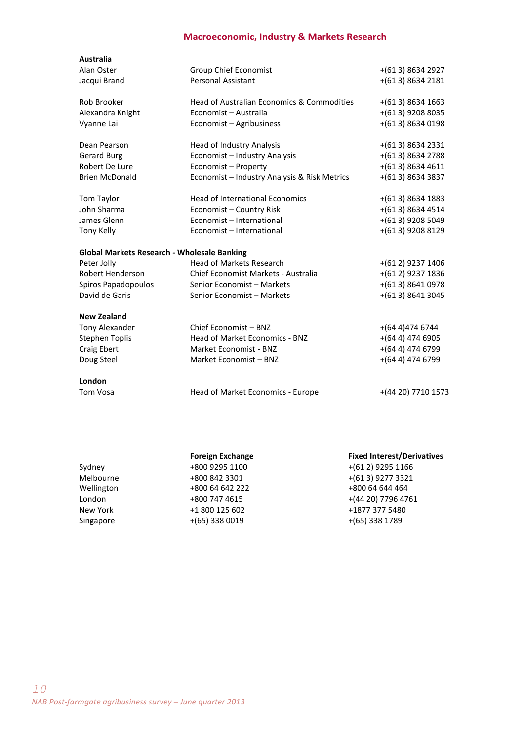## Macroeconomic, Industry & Markets Research

| **Australia** | | |
|---|---|---|
| Alan Oster | Group Chief Economist | +(61 3) 8634 2927 |
| Jacqui Brand | Personal Assistant | +(61 3) 8634 2181 |
| | | |
| Rob Brooker | Head of Australian Economics & Commodities | +(61 3) 8634 1663 |
| Alexandra Knight | Economist – Australia | +(61 3) 9208 8035 |
| Vyanne Lai | Economist – Agribusiness | +(61 3) 8634 0198 |
| | | |
| Dean Pearson | Head of Industry Analysis | +(61 3) 8634 2331 |
| Gerard Burg | Economist – Industry Analysis | +(61 3) 8634 2788 |
| Robert De Lure | Economist – Property | +(61 3) 8634 4611 |
| Brien McDonald | Economist – Industry Analysis & Risk Metrics | +(61 3) 8634 3837 |
| | | |
| Tom Taylor | Head of International Economics | +(61 3) 8634 1883 |
| John Sharma | Economist – Country Risk | +(61 3) 8634 4514 |
| James Glenn | Economist – International | +(61 3) 9208 5049 |
| Tony Kelly | Economist – International | +(61 3) 9208 8129 |
| | | |
| **Global Markets Research - Wholesale Banking** | | |
| Peter Jolly | Head of Markets Research | +(61 2) 9237 1406 |
| Robert Henderson | Chief Economist Markets - Australia | +(61 2) 9237 1836 |
| Spiros Papadopoulos | Senior Economist – Markets | +(61 3) 8641 0978 |
| David de Garis | Senior Economist – Markets | +(61 3) 8641 3045 |
| | | |
| **New Zealand** | | |
| Tony Alexander | Chief Economist – BNZ | +(64 4)474 6744 |
| Stephen Toplis | Head of Market Economics - BNZ | +(64 4) 474 6905 |
| Craig Ebert | Market Economist - BNZ | +(64 4) 474 6799 |
| Doug Steel | Market Economist – BNZ | +(64 4) 474 6799 |
| | | |
| **London** | | |
| Tom Vosa | Head of Market Economics - Europe | +(44 20) 7710 1573 |

| | **Foreign Exchange** | **Fixed Interest/Derivatives** |
|---|---|---|
| Sydney | +800 9295 1100 | +(61 2) 9295 1166 |
| Melbourne | +800 842 3301 | +(61 3) 9277 3321 |
| Wellington | +800 64 642 222 | +800 64 644 464 |
| London | +800 747 4615 | +(44 20) 7796 4761 |
| New York | +1 800 125 602 | +1877 377 5480 |
| Singapore | +(65) 338 0019 | +(65) 338 1789 |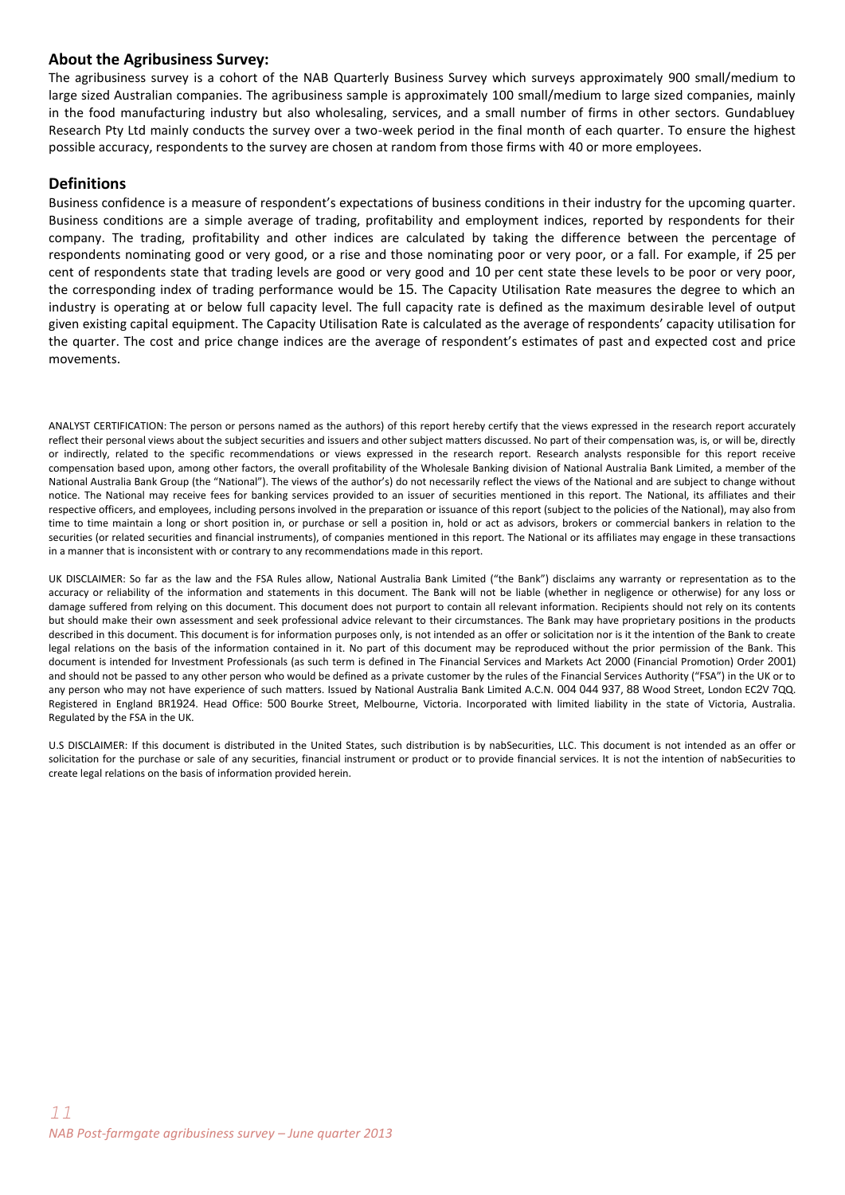## About the Agribusiness Survey:

The agribusiness survey is a cohort of the NAB Quarterly Business Survey which surveys approximately 900 small/medium to large sized Australian companies. The agribusiness sample is approximately 100 small/medium to large sized companies, mainly in the food manufacturing industry but also wholesaling, services, and a small number of firms in other sectors. Gundabluey Research Pty Ltd mainly conducts the survey over a two-week period in the final month of each quarter. To ensure the highest possible accuracy, respondents to the survey are chosen at random from those firms with 40 or more employees.

## Definitions

Business confidence is a measure of respondent's expectations of business conditions in their industry for the upcoming quarter. Business conditions are a simple average of trading, profitability and employment indices, reported by respondents for their company. The trading, profitability and other indices are calculated by taking the difference between the percentage of respondents nominating good or very good, or a rise and those nominating poor or very poor, or a fall. For example, if 25 per cent of respondents state that trading levels are good or very good and 10 per cent state these levels to be poor or very poor, the corresponding index of trading performance would be 15. The Capacity Utilisation Rate measures the degree to which an industry is operating at or below full capacity level. The full capacity rate is defined as the maximum desirable level of output given existing capital equipment. The Capacity Utilisation Rate is calculated as the average of respondents' capacity utilisation for the quarter. The cost and price change indices are the average of respondent's estimates of past and expected cost and price movements.

ANALYST CERTIFICATION: The person or persons named as the authors) of this report hereby certify that the views expressed in the research report accurately reflect their personal views about the subject securities and issuers and other subject matters discussed. No part of their compensation was, is, or will be, directly or indirectly, related to the specific recommendations or views expressed in the research report. Research analysts responsible for this report receive compensation based upon, among other factors, the overall profitability of the Wholesale Banking division of National Australia Bank Limited, a member of the National Australia Bank Group (the "National"). The views of the author's) do not necessarily reflect the views of the National and are subject to change without notice. The National may receive fees for banking services provided to an issuer of securities mentioned in this report. The National, its affiliates and their respective officers, and employees, including persons involved in the preparation or issuance of this report (subject to the policies of the National), may also from time to time maintain a long or short position in, or purchase or sell a position in, hold or act as advisors, brokers or commercial bankers in relation to the securities (or related securities and financial instruments), of companies mentioned in this report. The National or its affiliates may engage in these transactions in a manner that is inconsistent with or contrary to any recommendations made in this report.

UK DISCLAIMER: So far as the law and the FSA Rules allow, National Australia Bank Limited ("the Bank") disclaims any warranty or representation as to the accuracy or reliability of the information and statements in this document. The Bank will not be liable (whether in negligence or otherwise) for any loss or damage suffered from relying on this document. This document does not purport to contain all relevant information. Recipients should not rely on its contents but should make their own assessment and seek professional advice relevant to their circumstances. The Bank may have proprietary positions in the products described in this document. This document is for information purposes only, is not intended as an offer or solicitation nor is it the intention of the Bank to create legal relations on the basis of the information contained in it. No part of this document may be reproduced without the prior permission of the Bank. This document is intended for Investment Professionals (as such term is defined in The Financial Services and Markets Act 2000 (Financial Promotion) Order 2001) and should not be passed to any other person who would be defined as a private customer by the rules of the Financial Services Authority ("FSA") in the UK or to any person who may not have experience of such matters. Issued by National Australia Bank Limited A.C.N. 004 044 937, 88 Wood Street, London EC2V 7QQ. Registered in England BR1924. Head Office: 500 Bourke Street, Melbourne, Victoria. Incorporated with limited liability in the state of Victoria, Australia. Regulated by the FSA in the UK.

U.S DISCLAIMER: If this document is distributed in the United States, such distribution is by nabSecurities, LLC. This document is not intended as an offer or solicitation for the purchase or sale of any securities, financial instrument or product or to provide financial services. It is not the intention of nabSecurities to create legal relations on the basis of information provided herein.